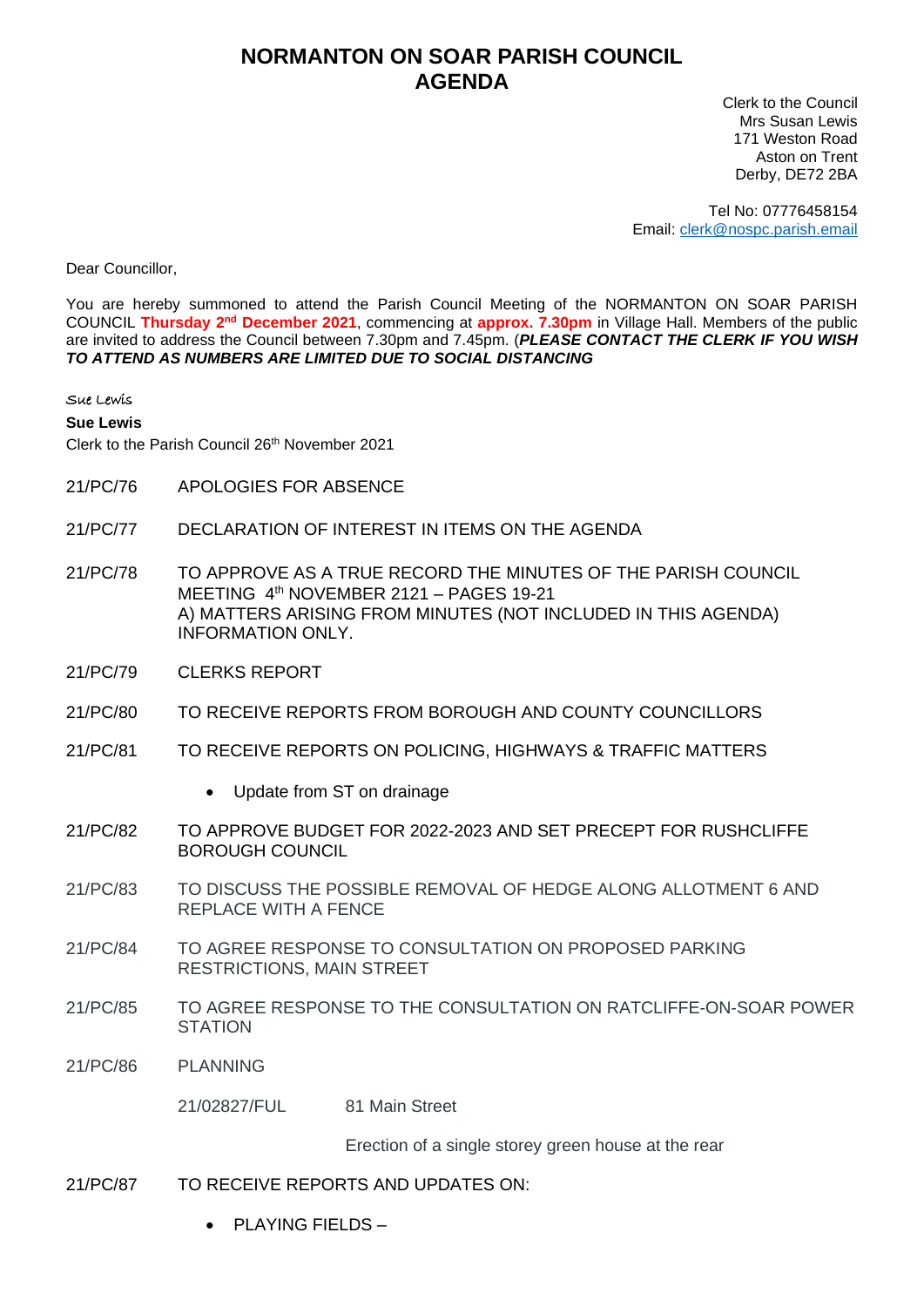# NORMANTON ON SOAR PARISH COUNCIL
# AGENDA

Clerk to the Council
Mrs Susan Lewis
171 Weston Road
Aston on Trent
Derby, DE72 2BA

Tel No: 07776458154
Email: clerk@nospc.parish.email

Dear Councillor,

You are hereby summoned to attend the Parish Council Meeting of the NORMANTON ON SOAR PARISH COUNCIL **Thursday 2nd December 2021**, commencing at **approx. 7.30pm** in Village Hall. Members of the public are invited to address the Council between 7.30pm and 7.45pm. (***PLEASE CONTACT THE CLERK IF YOU WISH TO ATTEND AS NUMBERS ARE LIMITED DUE TO SOCIAL DISTANCING***

*Sue Lewis*

**Sue Lewis**
Clerk to the Parish Council 26th November 2021

21/PC/76 APOLOGIES FOR ABSENCE

21/PC/77 DECLARATION OF INTEREST IN ITEMS ON THE AGENDA

21/PC/78 TO APPROVE AS A TRUE RECORD THE MINUTES OF THE PARISH COUNCIL MEETING 4th NOVEMBER 2121 – PAGES 19-21
A) MATTERS ARISING FROM MINUTES (NOT INCLUDED IN THIS AGENDA) INFORMATION ONLY.

21/PC/79 CLERKS REPORT

21/PC/80 TO RECEIVE REPORTS FROM BOROUGH AND COUNTY COUNCILLORS

21/PC/81 TO RECEIVE REPORTS ON POLICING, HIGHWAYS & TRAFFIC MATTERS

- Update from ST on drainage

21/PC/82 TO APPROVE BUDGET FOR 2022-2023 AND SET PRECEPT FOR RUSHCLIFFE BOROUGH COUNCIL

21/PC/83 TO DISCUSS THE POSSIBLE REMOVAL OF HEDGE ALONG ALLOTMENT 6 AND REPLACE WITH A FENCE

21/PC/84 TO AGREE RESPONSE TO CONSULTATION ON PROPOSED PARKING RESTRICTIONS, MAIN STREET

21/PC/85 TO AGREE RESPONSE TO THE CONSULTATION ON RATCLIFFE-ON-SOAR POWER STATION

21/PC/86 PLANNING

21/02827/FUL 81 Main Street

Erection of a single storey green house at the rear

21/PC/87 TO RECEIVE REPORTS AND UPDATES ON:

- PLAYING FIELDS –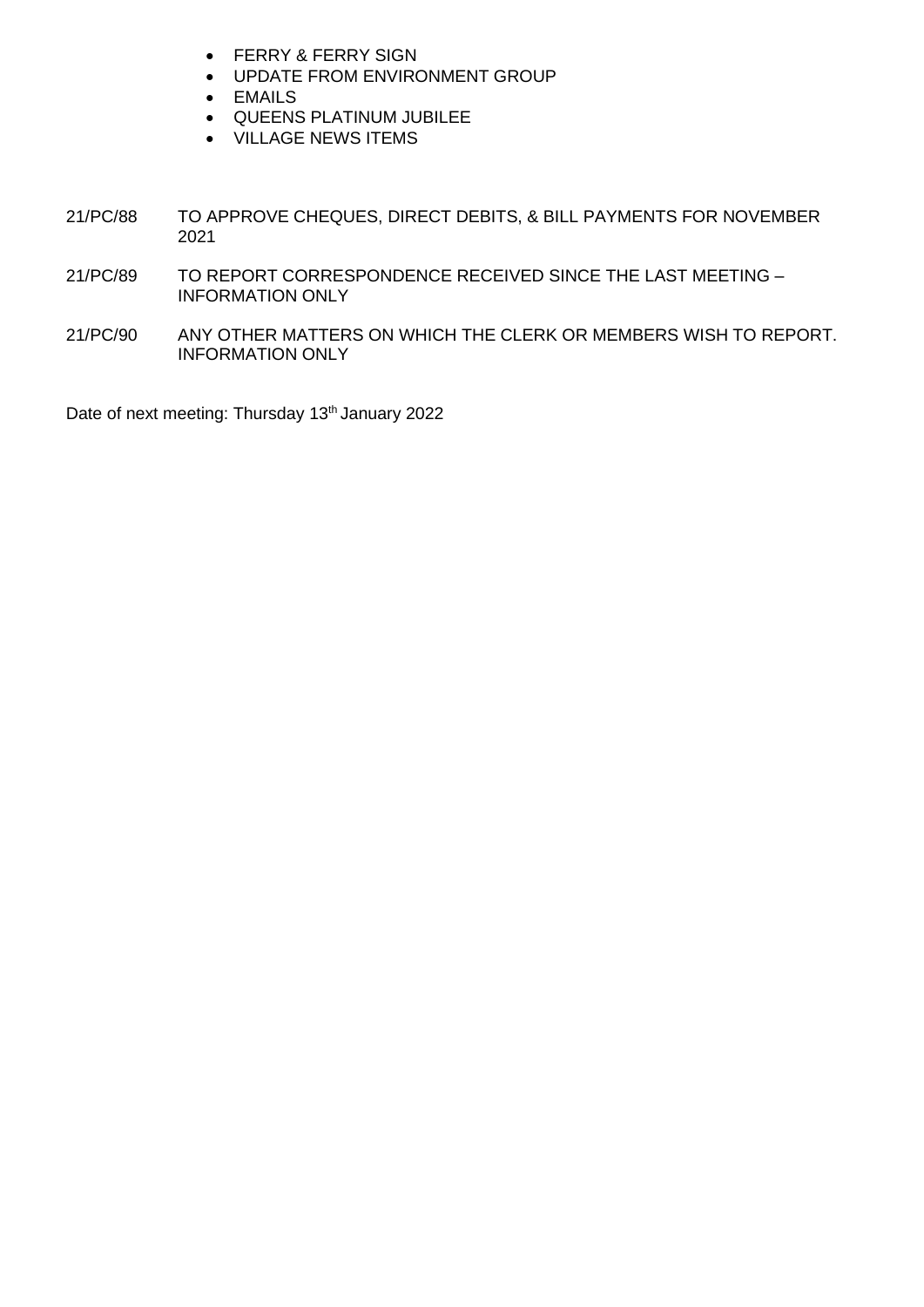- FERRY & FERRY SIGN
- UPDATE FROM ENVIRONMENT GROUP
- EMAILS
- QUEENS PLATINUM JUBILEE
- VILLAGE NEWS ITEMS

21/PC/88 TO APPROVE CHEQUES, DIRECT DEBITS, & BILL PAYMENTS FOR NOVEMBER 2021

21/PC/89 TO REPORT CORRESPONDENCE RECEIVED SINCE THE LAST MEETING – INFORMATION ONLY

21/PC/90 ANY OTHER MATTERS ON WHICH THE CLERK OR MEMBERS WISH TO REPORT. INFORMATION ONLY

Date of next meeting: Thursday 13th January 2022